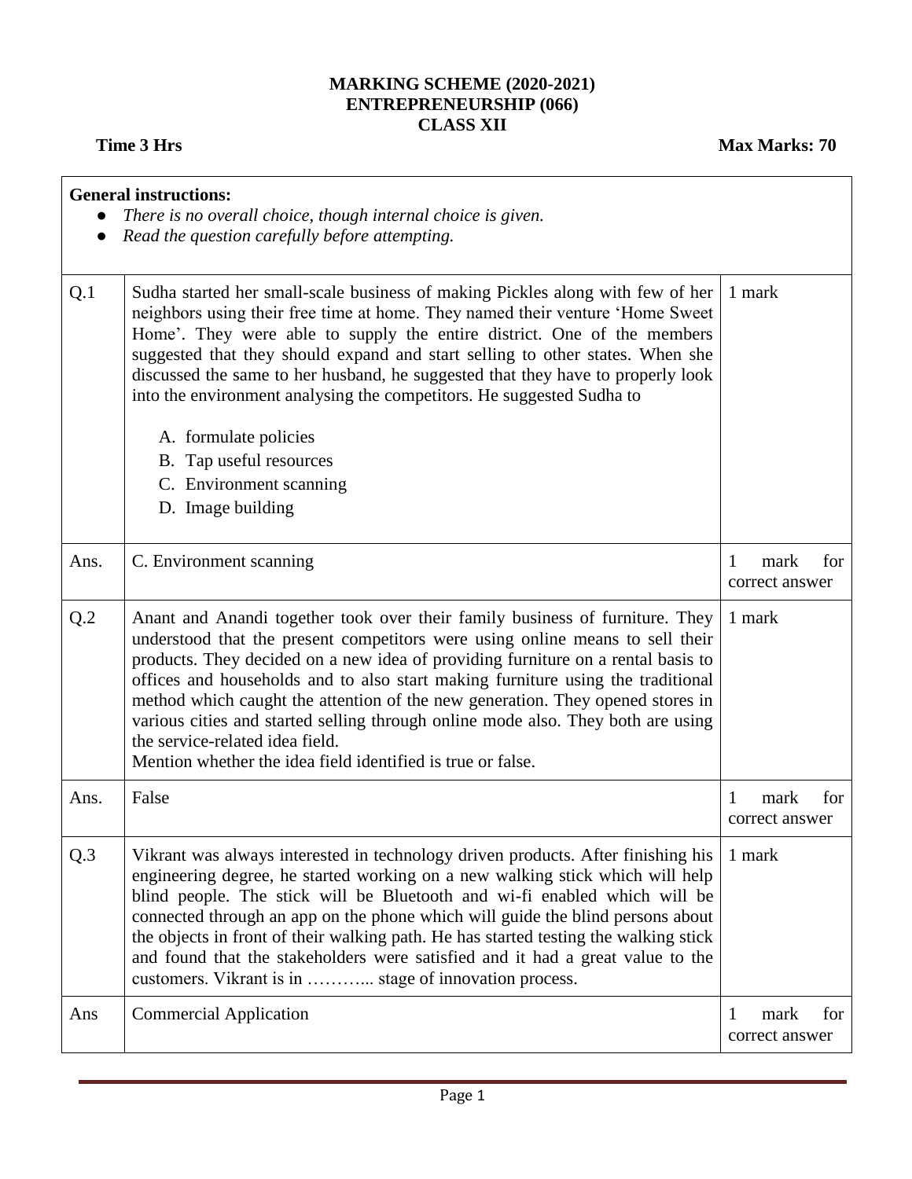**MARKING SCHEME (2020-2021)**
**ENTREPRENEURSHIP (066)**
**CLASS XII**

**Time 3 Hrs** **Max Marks: 70**

**General instructions:**
- *There is no overall choice, though internal choice is given.*
- *Read the question carefully before attempting.*

| | | |
|---|---|---|
| Q.1 | Sudha started her small-scale business of making Pickles along with few of her neighbors using their free time at home. They named their venture 'Home Sweet Home'. They were able to supply the entire district. One of the members suggested that they should expand and start selling to other states. When she discussed the same to her husband, he suggested that they have to properly look into the environment analysing the competitors. He suggested Sudha to<br><br>A. formulate policies<br>B. Tap useful resources<br>C. Environment scanning<br>D. Image building | 1 mark |
| Ans. | C. Environment scanning | 1 mark for correct answer |
| Q.2 | Anant and Anandi together took over their family business of furniture. They understood that the present competitors were using online means to sell their products. They decided on a new idea of providing furniture on a rental basis to offices and households and to also start making furniture using the traditional method which caught the attention of the new generation. They opened stores in various cities and started selling through online mode also. They both are using the service-related idea field.<br>Mention whether the idea field identified is true or false. | 1 mark |
| Ans. | False | 1 mark for correct answer |
| Q.3 | Vikrant was always interested in technology driven products. After finishing his engineering degree, he started working on a new walking stick which will help blind people. The stick will be Bluetooth and wi-fi enabled which will be connected through an app on the phone which will guide the blind persons about the objects in front of their walking path. He has started testing the walking stick and found that the stakeholders were satisfied and it had a great value to the customers. Vikrant is in ……….. stage of innovation process. | 1 mark |
| Ans | Commercial Application | 1 mark for correct answer |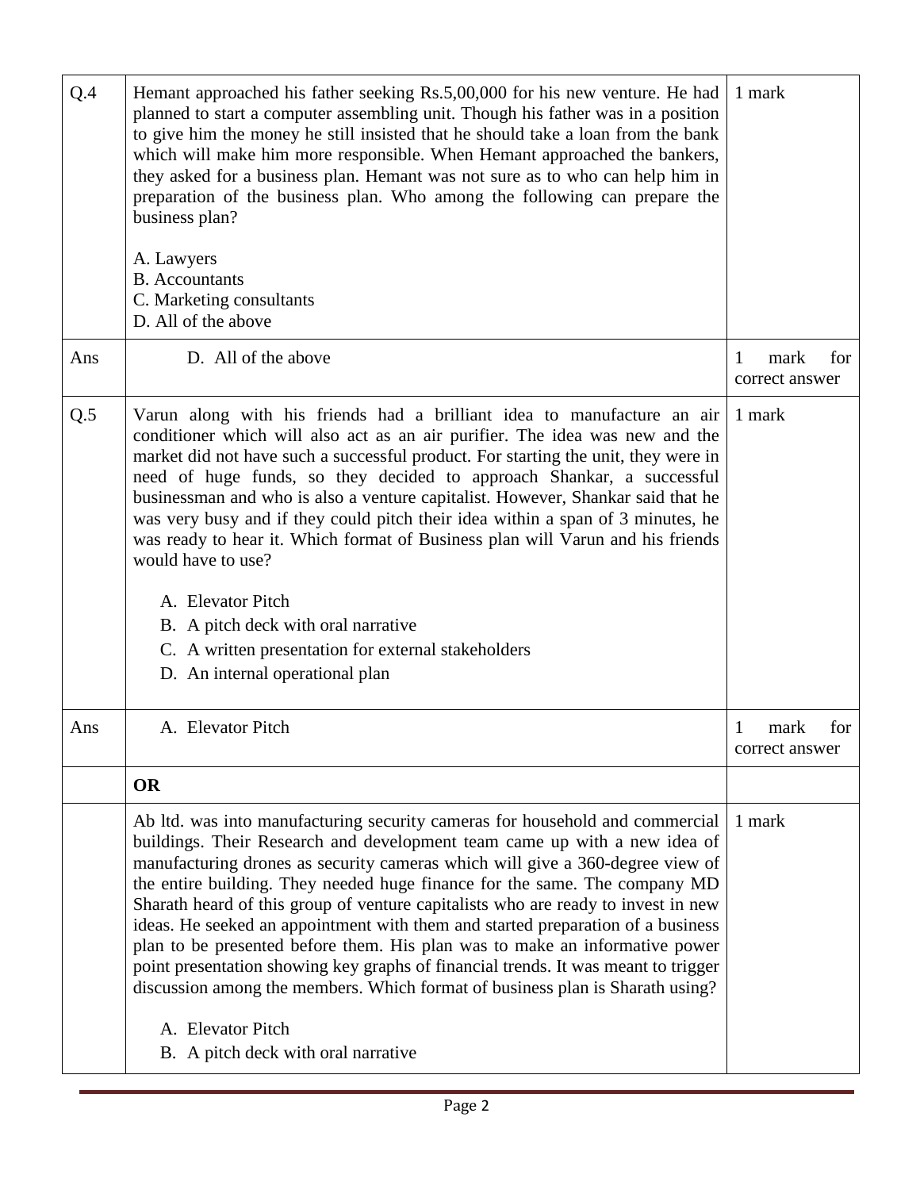| | | |
|---|---|---|
| Q.4 | Hemant approached his father seeking Rs.5,00,000 for his new venture. He had planned to start a computer assembling unit. Though his father was in a position to give him the money he still insisted that he should take a loan from the bank which will make him more responsible. When Hemant approached the bankers, they asked for a business plan. Hemant was not sure as to who can help him in preparation of the business plan. Who among the following can prepare the business plan?<br><br>A. Lawyers<br>B. Accountants<br>C. Marketing consultants<br>D. All of the above | 1 mark |
| Ans | D. All of the above | 1 mark for correct answer |
| Q.5 | Varun along with his friends had a brilliant idea to manufacture an air conditioner which will also act as an air purifier. The idea was new and the market did not have such a successful product. For starting the unit, they were in need of huge funds, so they decided to approach Shankar, a successful businessman and who is also a venture capitalist. However, Shankar said that he was very busy and if they could pitch their idea within a span of 3 minutes, he was ready to hear it. Which format of Business plan will Varun and his friends would have to use?<br><br>A. Elevator Pitch<br>B. A pitch deck with oral narrative<br>C. A written presentation for external stakeholders<br>D. An internal operational plan | 1 mark |
| Ans | A. Elevator Pitch | 1 mark for correct answer |
| | **OR** | |
| | Ab ltd. was into manufacturing security cameras for household and commercial buildings. Their Research and development team came up with a new idea of manufacturing drones as security cameras which will give a 360-degree view of the entire building. They needed huge finance for the same. The company MD Sharath heard of this group of venture capitalists who are ready to invest in new ideas. He seeked an appointment with them and started preparation of a business plan to be presented before them. His plan was to make an informative power point presentation showing key graphs of financial trends. It was meant to trigger discussion among the members. Which format of business plan is Sharath using?<br><br>A. Elevator Pitch<br>B. A pitch deck with oral narrative | 1 mark |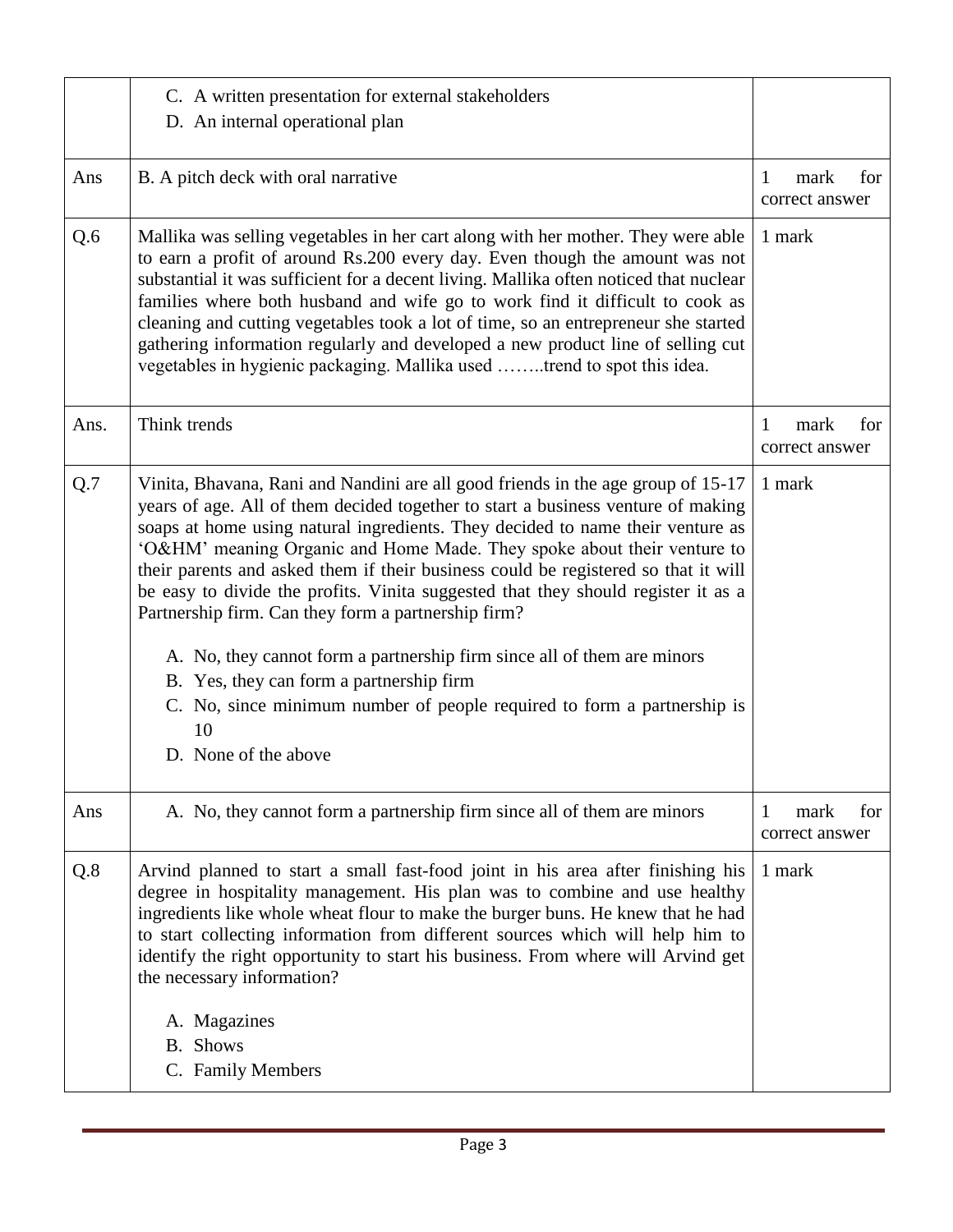| | | |
|---|---|---|
| | C. A written presentation for external stakeholders<br>D. An internal operational plan | |
| Ans | B. A pitch deck with oral narrative | 1 mark for correct answer |
| Q.6 | Mallika was selling vegetables in her cart along with her mother. They were able to earn a profit of around Rs.200 every day. Even though the amount was not substantial it was sufficient for a decent living. Mallika often noticed that nuclear families where both husband and wife go to work find it difficult to cook as cleaning and cutting vegetables took a lot of time, so an entrepreneur she started gathering information regularly and developed a new product line of selling cut vegetables in hygienic packaging. Mallika used ……..trend to spot this idea. | 1 mark |
| Ans. | Think trends | 1 mark for correct answer |
| Q.7 | Vinita, Bhavana, Rani and Nandini are all good friends in the age group of 15-17 years of age. All of them decided together to start a business venture of making soaps at home using natural ingredients. They decided to name their venture as 'O&HM' meaning Organic and Home Made. They spoke about their venture to their parents and asked them if their business could be registered so that it will be easy to divide the profits. Vinita suggested that they should register it as a Partnership firm. Can they form a partnership firm?<br><br>A. No, they cannot form a partnership firm since all of them are minors<br>B. Yes, they can form a partnership firm<br>C. No, since minimum number of people required to form a partnership is 10<br>D. None of the above | 1 mark |
| Ans | A. No, they cannot form a partnership firm since all of them are minors | 1 mark for correct answer |
| Q.8 | Arvind planned to start a small fast-food joint in his area after finishing his degree in hospitality management. His plan was to combine and use healthy ingredients like whole wheat flour to make the burger buns. He knew that he had to start collecting information from different sources which will help him to identify the right opportunity to start his business. From where will Arvind get the necessary information?<br><br>A. Magazines<br>B. Shows<br>C. Family Members | 1 mark |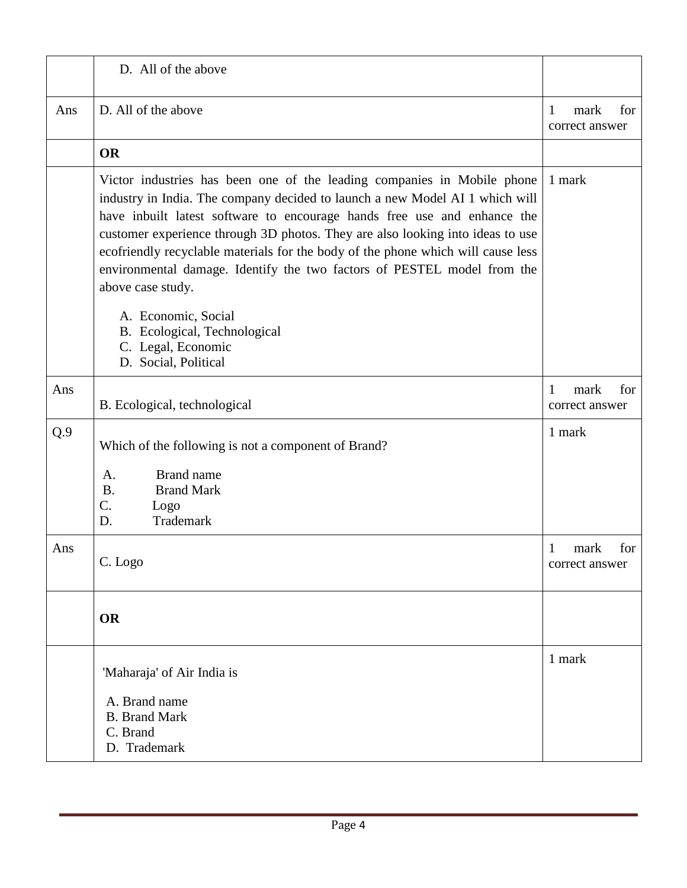|  |  |  |
|---|---|---|
|  | D. All of the above |  |
| Ans | D. All of the above | 1 mark for correct answer |
|  | **OR** |  |
|  | Victor industries has been one of the leading companies in Mobile phone industry in India. The company decided to launch a new Model AI 1 which will have inbuilt latest software to encourage hands free use and enhance the customer experience through 3D photos. They are also looking into ideas to use ecofriendly recyclable materials for the body of the phone which will cause less environmental damage. Identify the two factors of PESTEL model from the above case study.<br><br>A. Economic, Social<br>B. Ecological, Technological<br>C. Legal, Economic<br>D. Social, Political | 1 mark |
| Ans | B. Ecological, technological | 1 mark for correct answer |
| Q.9 | Which of the following is not a component of Brand?<br><br>A. Brand name<br>B. Brand Mark<br>C. Logo<br>D. Trademark | 1 mark |
| Ans | C. Logo | 1 mark for correct answer |
|  | **OR** |  |
|  | 'Maharaja' of Air India is<br><br>A. Brand name<br>B. Brand Mark<br>C. Brand<br>D. Trademark | 1 mark |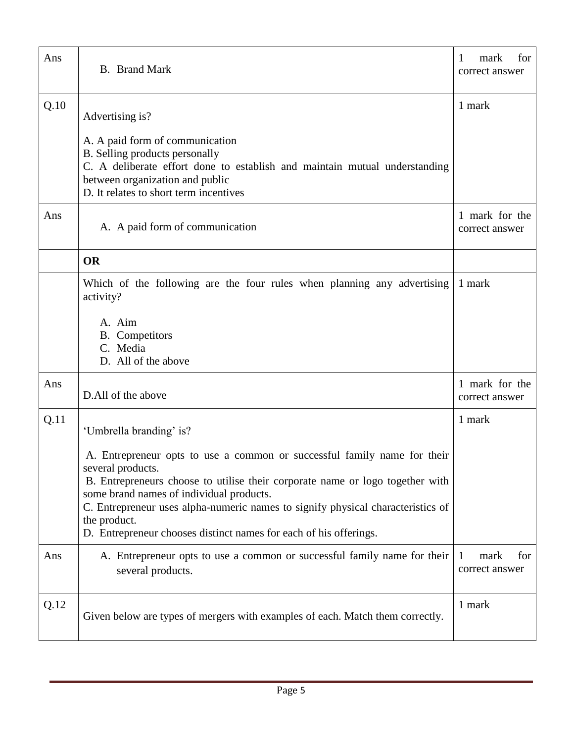| | | |
|---|---|---|
| Ans | B. Brand Mark | 1 mark for correct answer |
| Q.10 | Advertising is?<br><br>A. A paid form of communication<br>B. Selling products personally<br>C. A deliberate effort done to establish and maintain mutual understanding between organization and public<br>D. It relates to short term incentives | 1 mark |
| Ans | A. A paid form of communication | 1 mark for the correct answer |
| | **OR** | |
| | Which of the following are the four rules when planning any advertising activity?<br><br>A. Aim<br>B. Competitors<br>C. Media<br>D. All of the above | 1 mark |
| Ans | D.All of the above | 1 mark for the correct answer |
| Q.11 | 'Umbrella branding' is?<br><br>A. Entrepreneur opts to use a common or successful family name for their several products.<br>B. Entrepreneurs choose to utilise their corporate name or logo together with some brand names of individual products.<br>C. Entrepreneur uses alpha-numeric names to signify physical characteristics of the product.<br>D. Entrepreneur chooses distinct names for each of his offerings. | 1 mark |
| Ans | A. Entrepreneur opts to use a common or successful family name for their several products. | 1 mark for correct answer |
| Q.12 | Given below are types of mergers with examples of each. Match them correctly. | 1 mark |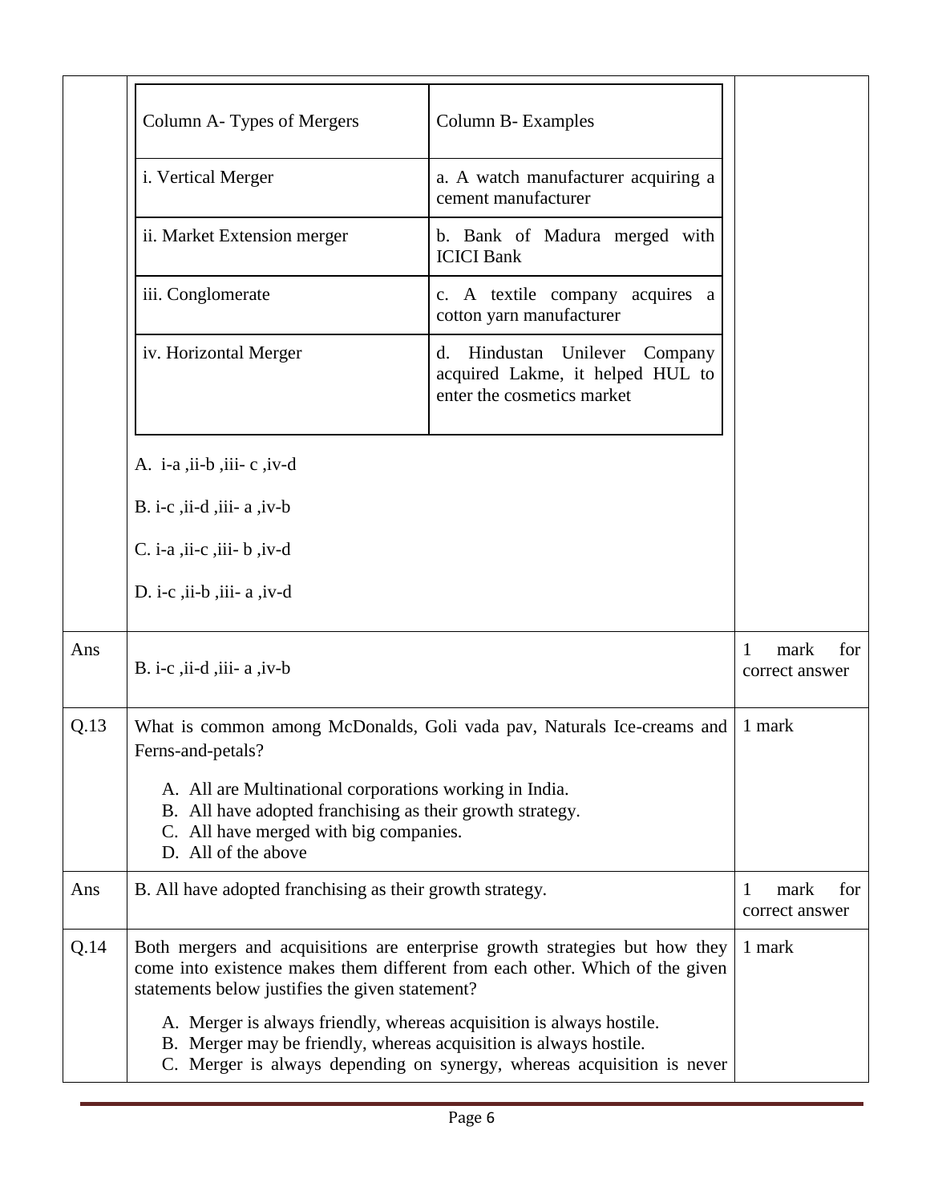| Column A- Types of Mergers | Column B- Examples |
|---|---|
| i. Vertical Merger | a. A watch manufacturer acquiring a cement manufacturer |
| ii. Market Extension merger | b. Bank of Madura merged with ICICI Bank |
| iii. Conglomerate | c. A textile company acquires a cotton yarn manufacturer |
| iv. Horizontal Merger | d. Hindustan Unilever Company acquired Lakme, it helped HUL to enter the cosmetics market |

A. i-a ,ii-b ,iii- c ,iv-d

B. i-c ,ii-d ,iii- a ,iv-b

C. i-a ,ii-c ,iii- b ,iv-d

D. i-c ,ii-b ,iii- a ,iv-d

| | | |
|---|---|---|
| Ans | B. i-c ,ii-d ,iii- a ,iv-b | 1 mark for correct answer |
| Q.13 | What is common among McDonalds, Goli vada pav, Naturals Ice-creams and Ferns-and-petals?<br>A. All are Multinational corporations working in India.<br>B. All have adopted franchising as their growth strategy.<br>C. All have merged with big companies.<br>D. All of the above | 1 mark |
| Ans | B. All have adopted franchising as their growth strategy. | 1 mark for correct answer |
| Q.14 | Both mergers and acquisitions are enterprise growth strategies but how they come into existence makes them different from each other. Which of the given statements below justifies the given statement?<br>A. Merger is always friendly, whereas acquisition is always hostile.<br>B. Merger may be friendly, whereas acquisition is always hostile.<br>C. Merger is always depending on synergy, whereas acquisition is never | 1 mark |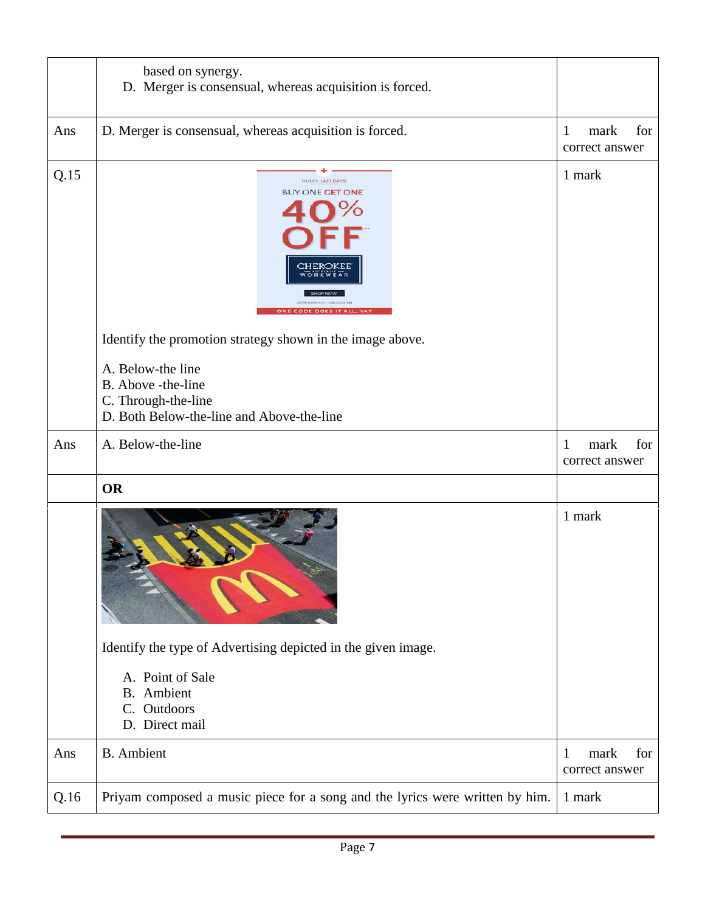| | | |
|---|---|---|
| | based on synergy.<br>D. Merger is consensual, whereas acquisition is forced. | |
| Ans | D. Merger is consensual, whereas acquisition is forced. | 1 mark for correct answer |
| Q.15 | Identify the promotion strategy shown in the image above.<br><br>A. Below-the line<br>B. Above -the-line<br>C. Through-the-line<br>D. Both Below-the-line and Above-the-line | 1 mark |
| Ans | A. Below-the-line | 1 mark for correct answer |
| | **OR** | |
| | Identify the type of Advertising depicted in the given image.<br><br>A. Point of Sale<br>B. Ambient<br>C. Outdoors<br>D. Direct mail | 1 mark |
| Ans | B. Ambient | 1 mark for correct answer |
| Q.16 | Priyam composed a music piece for a song and the lyrics were written by him. | 1 mark |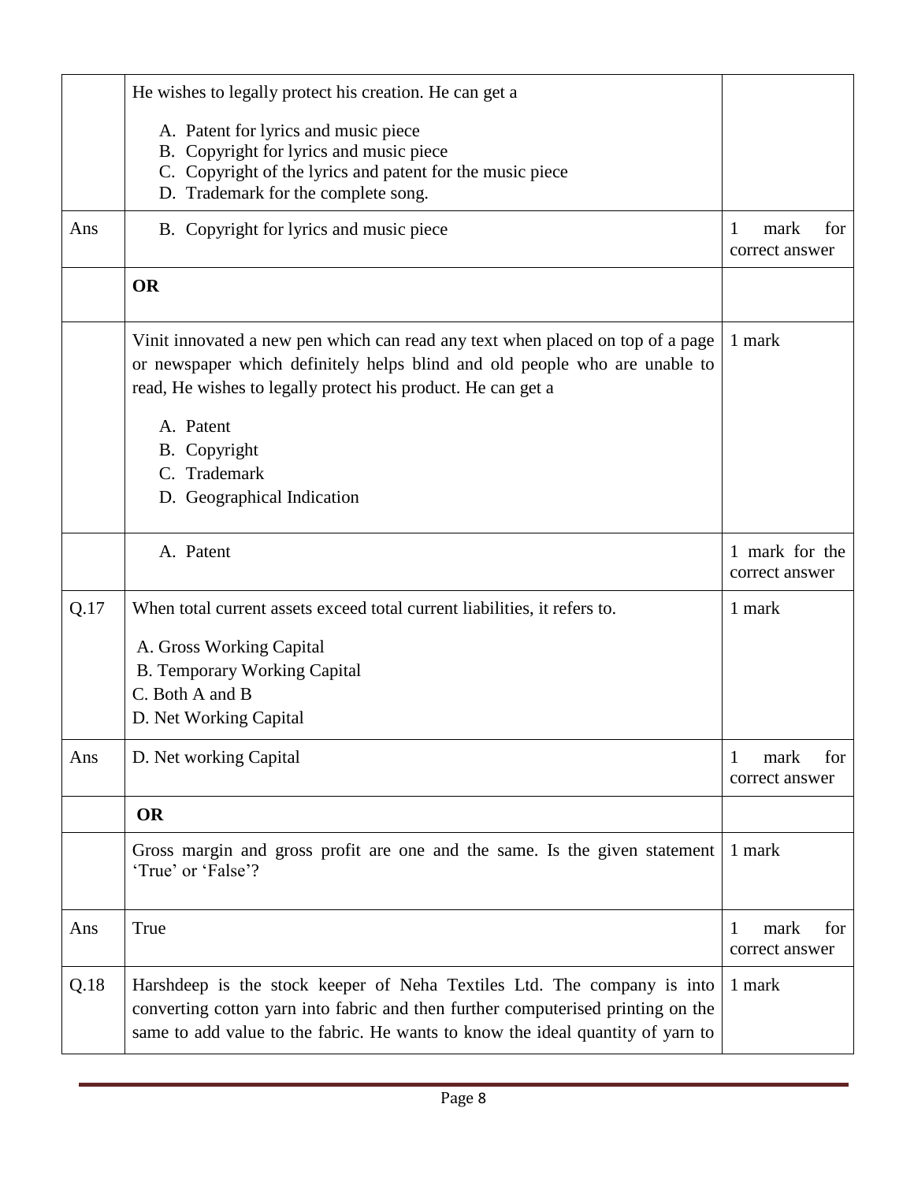| | | |
|---|---|---|
| | He wishes to legally protect his creation. He can get a<br><br>A. Patent for lyrics and music piece<br>B. Copyright for lyrics and music piece<br>C. Copyright of the lyrics and patent for the music piece<br>D. Trademark for the complete song. | |
| Ans | B. Copyright for lyrics and music piece | 1 mark for correct answer |
| | **OR** | |
| | Vinit innovated a new pen which can read any text when placed on top of a page or newspaper which definitely helps blind and old people who are unable to read, He wishes to legally protect his product. He can get a<br><br>A. Patent<br>B. Copyright<br>C. Trademark<br>D. Geographical Indication | 1 mark |
| | A. Patent | 1 mark for the correct answer |
| Q.17 | When total current assets exceed total current liabilities, it refers to.<br><br>A. Gross Working Capital<br>B. Temporary Working Capital<br>C. Both A and B<br>D. Net Working Capital | 1 mark |
| Ans | D. Net working Capital | 1 mark for correct answer |
| | **OR** | |
| | Gross margin and gross profit are one and the same. Is the given statement 'True' or 'False'? | 1 mark |
| Ans | True | 1 mark for correct answer |
| Q.18 | Harshdeep is the stock keeper of Neha Textiles Ltd. The company is into converting cotton yarn into fabric and then further computerised printing on the same to add value to the fabric. He wants to know the ideal quantity of yarn to | 1 mark |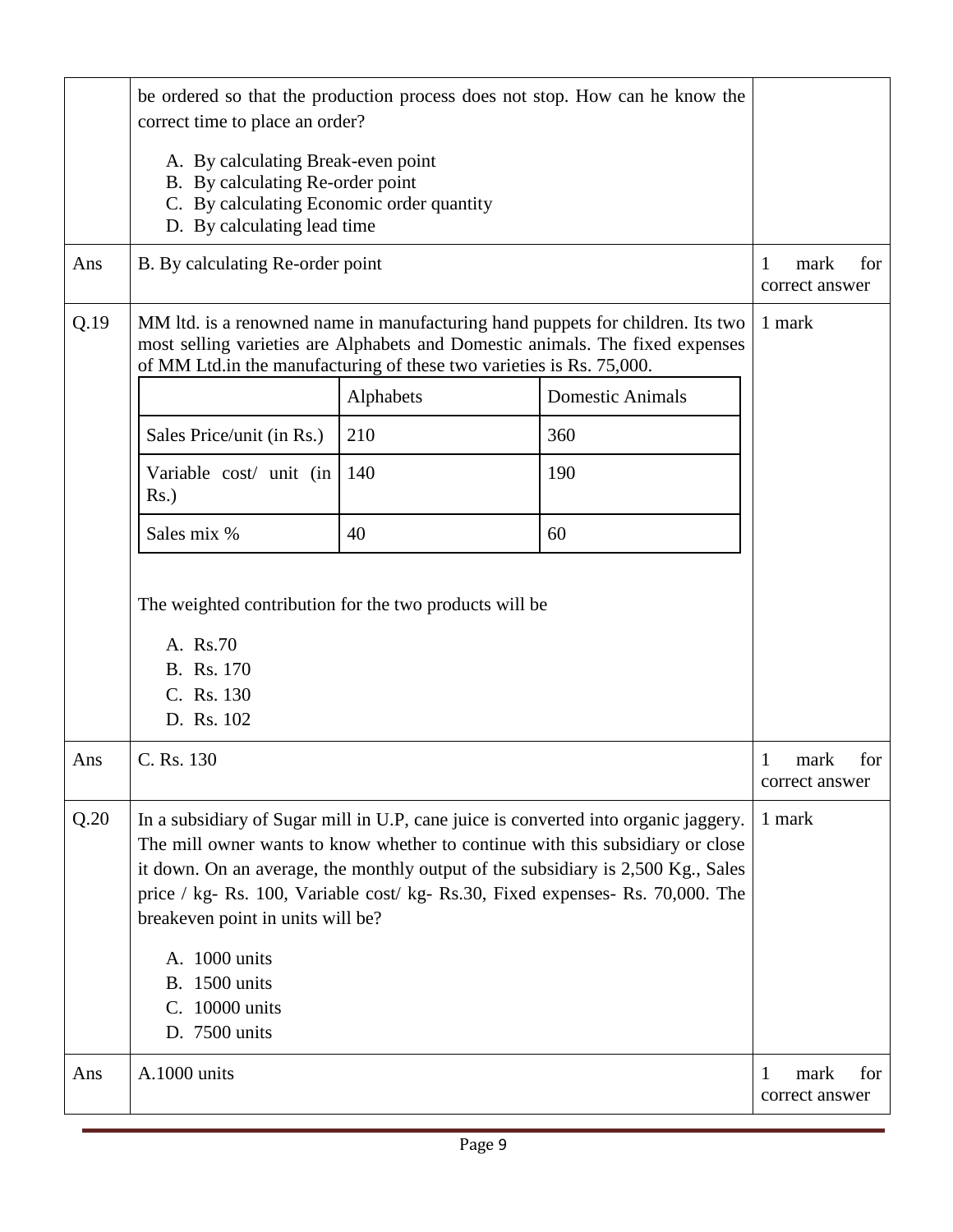| | | |
|---|---|---|
| | be ordered so that the production process does not stop. How can he know the correct time to place an order?<br><br>A. By calculating Break-even point<br>B. By calculating Re-order point<br>C. By calculating Economic order quantity<br>D. By calculating lead time | |
| Ans | B. By calculating Re-order point | 1 mark for correct answer |
| Q.19 | MM ltd. is a renowned name in manufacturing hand puppets for children. Its two most selling varieties are Alphabets and Domestic animals. The fixed expenses of MM Ltd.in the manufacturing of these two varieties is Rs. 75,000. | 1 mark |

| | Alphabets | Domestic Animals |
|---|---|---|
| Sales Price/unit (in Rs.) | 210 | 360 |
| Variable cost/ unit (in Rs.) | 140 | 190 |
| Sales mix % | 40 | 60 |

The weighted contribution for the two products will be

A. Rs.70
B. Rs. 170
C. Rs. 130
D. Rs. 102

| | | |
|---|---|---|
| Ans | C. Rs. 130 | 1 mark for correct answer |
| Q.20 | In a subsidiary of Sugar mill in U.P, cane juice is converted into organic jaggery. The mill owner wants to know whether to continue with this subsidiary or close it down. On an average, the monthly output of the subsidiary is 2,500 Kg., Sales price / kg- Rs. 100, Variable cost/ kg- Rs.30, Fixed expenses- Rs. 70,000. The breakeven point in units will be?<br><br>A. 1000 units<br>B. 1500 units<br>C. 10000 units<br>D. 7500 units | 1 mark |
| Ans | A.1000 units | 1 mark for correct answer |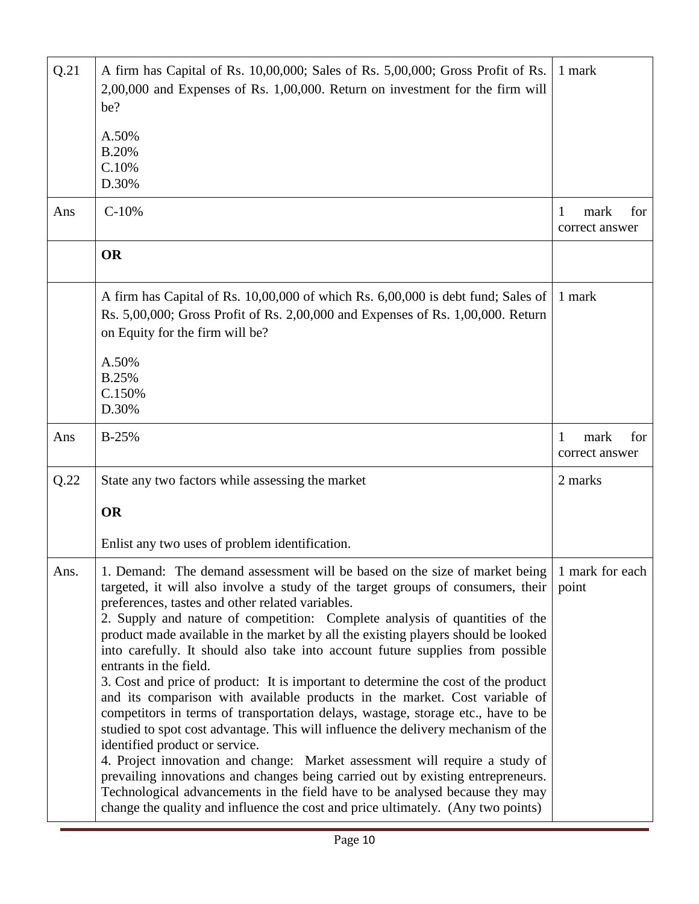| | | |
|---|---|---|
| Q.21 | A firm has Capital of Rs. 10,00,000; Sales of Rs. 5,00,000; Gross Profit of Rs. 2,00,000 and Expenses of Rs. 1,00,000. Return on investment for the firm will be?<br><br>A.50%<br>B.20%<br>C.10%<br>D.30% | 1 mark |
| Ans | C-10% | 1 mark for correct answer |
| | **OR** | |
| | A firm has Capital of Rs. 10,00,000 of which Rs. 6,00,000 is debt fund; Sales of Rs. 5,00,000; Gross Profit of Rs. 2,00,000 and Expenses of Rs. 1,00,000. Return on Equity for the firm will be?<br><br>A.50%<br>B.25%<br>C.150%<br>D.30% | 1 mark |
| Ans | B-25% | 1 mark for correct answer |
| Q.22 | State any two factors while assessing the market<br><br>**OR**<br><br>Enlist any two uses of problem identification. | 2 marks |
| Ans. | 1. Demand: The demand assessment will be based on the size of market being targeted, it will also involve a study of the target groups of consumers, their preferences, tastes and other related variables.<br>2. Supply and nature of competition: Complete analysis of quantities of the product made available in the market by all the existing players should be looked into carefully. It should also take into account future supplies from possible entrants in the field.<br>3. Cost and price of product: It is important to determine the cost of the product and its comparison with available products in the market. Cost variable of competitors in terms of transportation delays, wastage, storage etc., have to be studied to spot cost advantage. This will influence the delivery mechanism of the identified product or service.<br>4. Project innovation and change: Market assessment will require a study of prevailing innovations and changes being carried out by existing entrepreneurs. Technological advancements in the field have to be analysed because they may change the quality and influence the cost and price ultimately. (Any two points) | 1 mark for each point |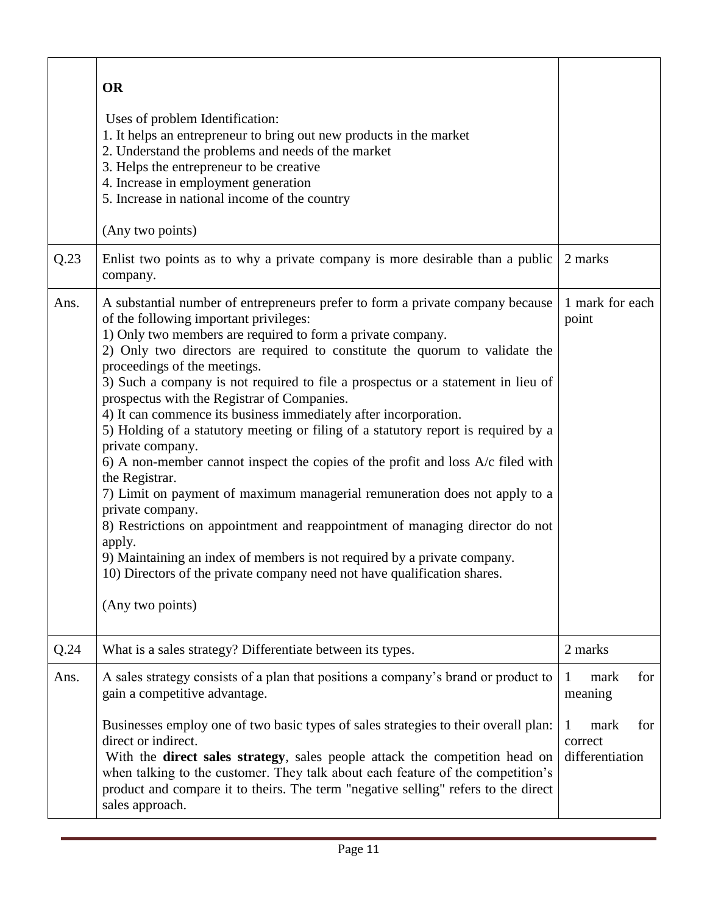| | | |
|---|---|---|
| | **OR**<br><br>Uses of problem Identification:<br>1. It helps an entrepreneur to bring out new products in the market<br>2. Understand the problems and needs of the market<br>3. Helps the entrepreneur to be creative<br>4. Increase in employment generation<br>5. Increase in national income of the country<br><br>(Any two points) | |
| Q.23 | Enlist two points as to why a private company is more desirable than a public company. | 2 marks |
| Ans. | A substantial number of entrepreneurs prefer to form a private company because of the following important privileges:<br>1) Only two members are required to form a private company.<br>2) Only two directors are required to constitute the quorum to validate the proceedings of the meetings.<br>3) Such a company is not required to file a prospectus or a statement in lieu of prospectus with the Registrar of Companies.<br>4) It can commence its business immediately after incorporation.<br>5) Holding of a statutory meeting or filing of a statutory report is required by a private company.<br>6) A non-member cannot inspect the copies of the profit and loss A/c filed with the Registrar.<br>7) Limit on payment of maximum managerial remuneration does not apply to a private company.<br>8) Restrictions on appointment and reappointment of managing director do not apply.<br>9) Maintaining an index of members is not required by a private company.<br>10) Directors of the private company need not have qualification shares.<br><br>(Any two points) | 1 mark for each point |
| Q.24 | What is a sales strategy? Differentiate between its types. | 2 marks |
| Ans. | A sales strategy consists of a plan that positions a company's brand or product to gain a competitive advantage.<br><br>Businesses employ one of two basic types of sales strategies to their overall plan: direct or indirect.<br>With the **direct sales strategy**, sales people attack the competition head on when talking to the customer. They talk about each feature of the competition's product and compare it to theirs. The term "negative selling" refers to the direct sales approach. | 1 mark for meaning<br><br>1 mark for correct differentiation |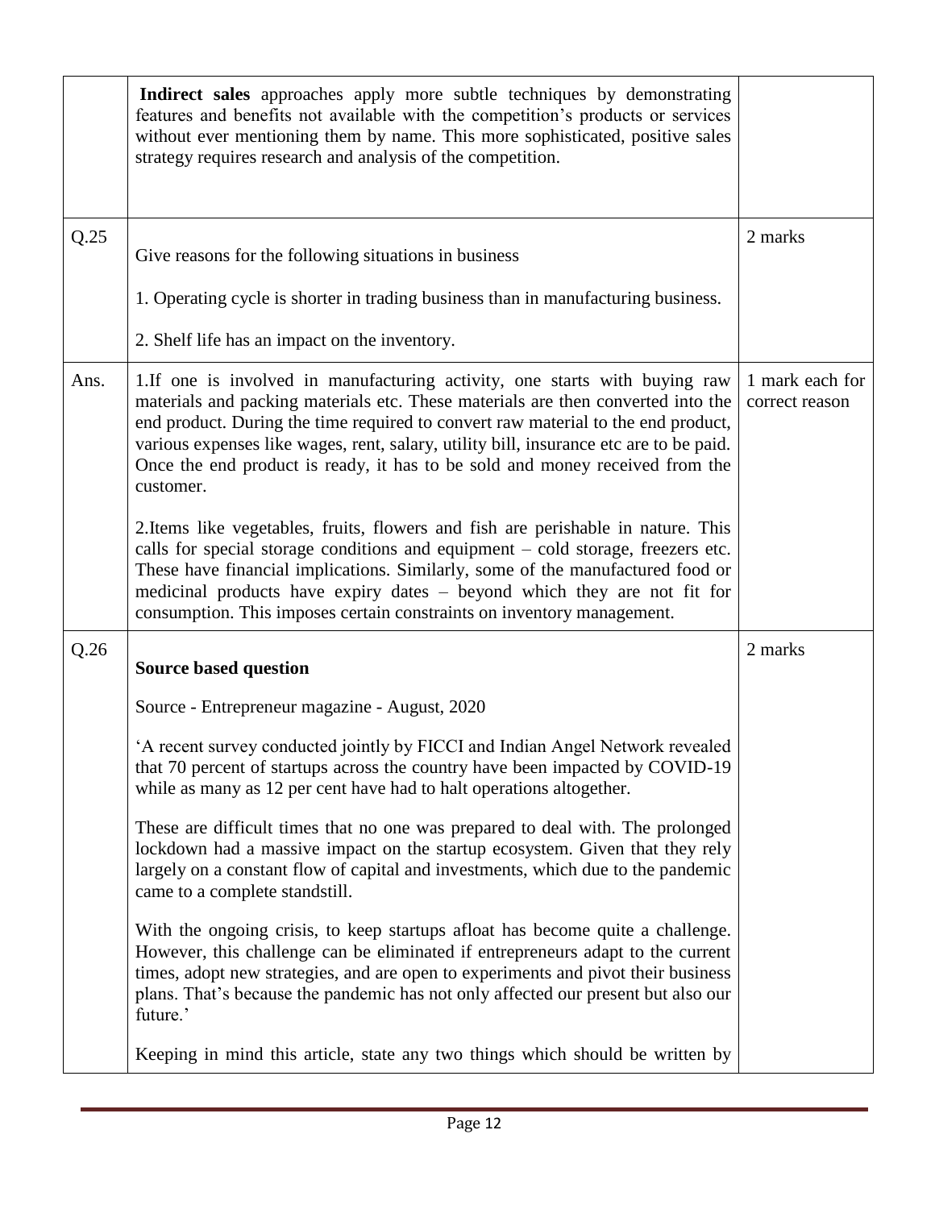| | | |
|---|---|---|
| | **Indirect sales** approaches apply more subtle techniques by demonstrating features and benefits not available with the competition's products or services without ever mentioning them by name. This more sophisticated, positive sales strategy requires research and analysis of the competition. | |
| Q.25 | Give reasons for the following situations in business<br><br>1. Operating cycle is shorter in trading business than in manufacturing business.<br><br>2. Shelf life has an impact on the inventory. | 2 marks |
| Ans. | 1.If one is involved in manufacturing activity, one starts with buying raw materials and packing materials etc. These materials are then converted into the end product. During the time required to convert raw material to the end product, various expenses like wages, rent, salary, utility bill, insurance etc are to be paid. Once the end product is ready, it has to be sold and money received from the customer.<br><br>2.Items like vegetables, fruits, flowers and fish are perishable in nature. This calls for special storage conditions and equipment – cold storage, freezers etc. These have financial implications. Similarly, some of the manufactured food or medicinal products have expiry dates – beyond which they are not fit for consumption. This imposes certain constraints on inventory management. | 1 mark each for correct reason |
| Q.26 | **Source based question**<br><br>Source - Entrepreneur magazine - August, 2020<br><br>'A recent survey conducted jointly by FICCI and Indian Angel Network revealed that 70 percent of startups across the country have been impacted by COVID-19 while as many as 12 per cent have had to halt operations altogether.<br><br>These are difficult times that no one was prepared to deal with. The prolonged lockdown had a massive impact on the startup ecosystem. Given that they rely largely on a constant flow of capital and investments, which due to the pandemic came to a complete standstill.<br><br>With the ongoing crisis, to keep startups afloat has become quite a challenge. However, this challenge can be eliminated if entrepreneurs adapt to the current times, adopt new strategies, and are open to experiments and pivot their business plans. That's because the pandemic has not only affected our present but also our future.'<br><br>Keeping in mind this article, state any two things which should be written by | 2 marks |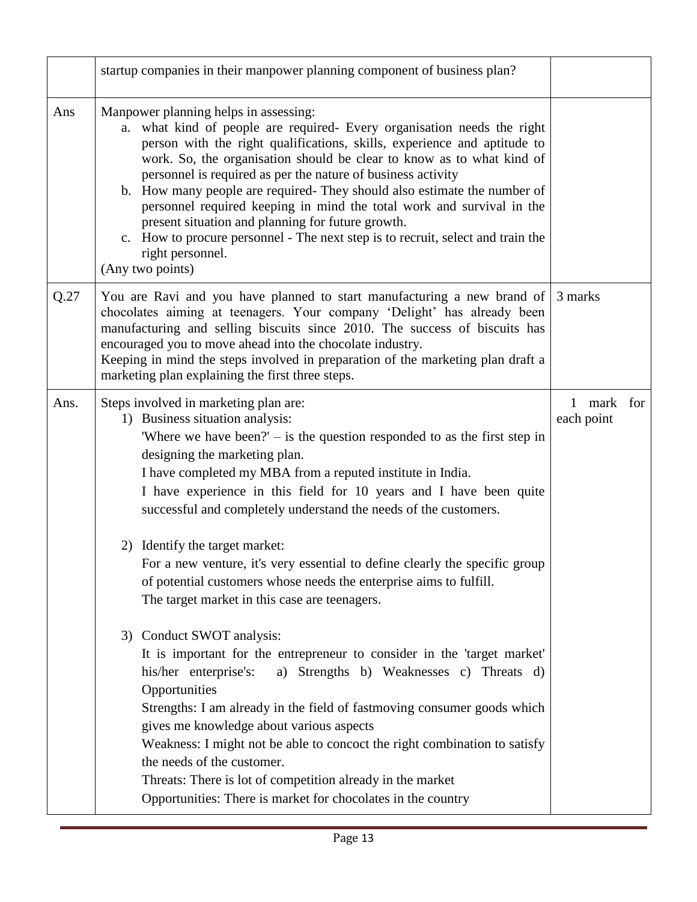| | | |
|---|---|---|
| | startup companies in their manpower planning component of business plan? | |
| Ans | Manpower planning helps in assessing:<br>a. what kind of people are required- Every organisation needs the right person with the right qualifications, skills, experience and aptitude to work. So, the organisation should be clear to know as to what kind of personnel is required as per the nature of business activity<br>b. How many people are required- They should also estimate the number of personnel required keeping in mind the total work and survival in the present situation and planning for future growth.<br>c. How to procure personnel - The next step is to recruit, select and train the right personnel.<br>(Any two points) | |
| Q.27 | You are Ravi and you have planned to start manufacturing a new brand of chocolates aiming at teenagers. Your company 'Delight' has already been manufacturing and selling biscuits since 2010. The success of biscuits has encouraged you to move ahead into the chocolate industry.<br>Keeping in mind the steps involved in preparation of the marketing plan draft a marketing plan explaining the first three steps. | 3 marks |
| Ans. | Steps involved in marketing plan are:<br>1) Business situation analysis:<br>'Where we have been?' – is the question responded to as the first step in designing the marketing plan.<br>I have completed my MBA from a reputed institute in India.<br>I have experience in this field for 10 years and I have been quite successful and completely understand the needs of the customers.<br><br>2) Identify the target market:<br>For a new venture, it's very essential to define clearly the specific group of potential customers whose needs the enterprise aims to fulfill.<br>The target market in this case are teenagers.<br><br>3) Conduct SWOT analysis:<br>It is important for the entrepreneur to consider in the 'target market' his/her enterprise's: a) Strengths b) Weaknesses c) Threats d) Opportunities<br>Strengths: I am already in the field of fastmoving consumer goods which gives me knowledge about various aspects<br>Weakness: I might not be able to concoct the right combination to satisfy the needs of the customer.<br>Threats: There is lot of competition already in the market<br>Opportunities: There is market for chocolates in the country | 1 mark for each point |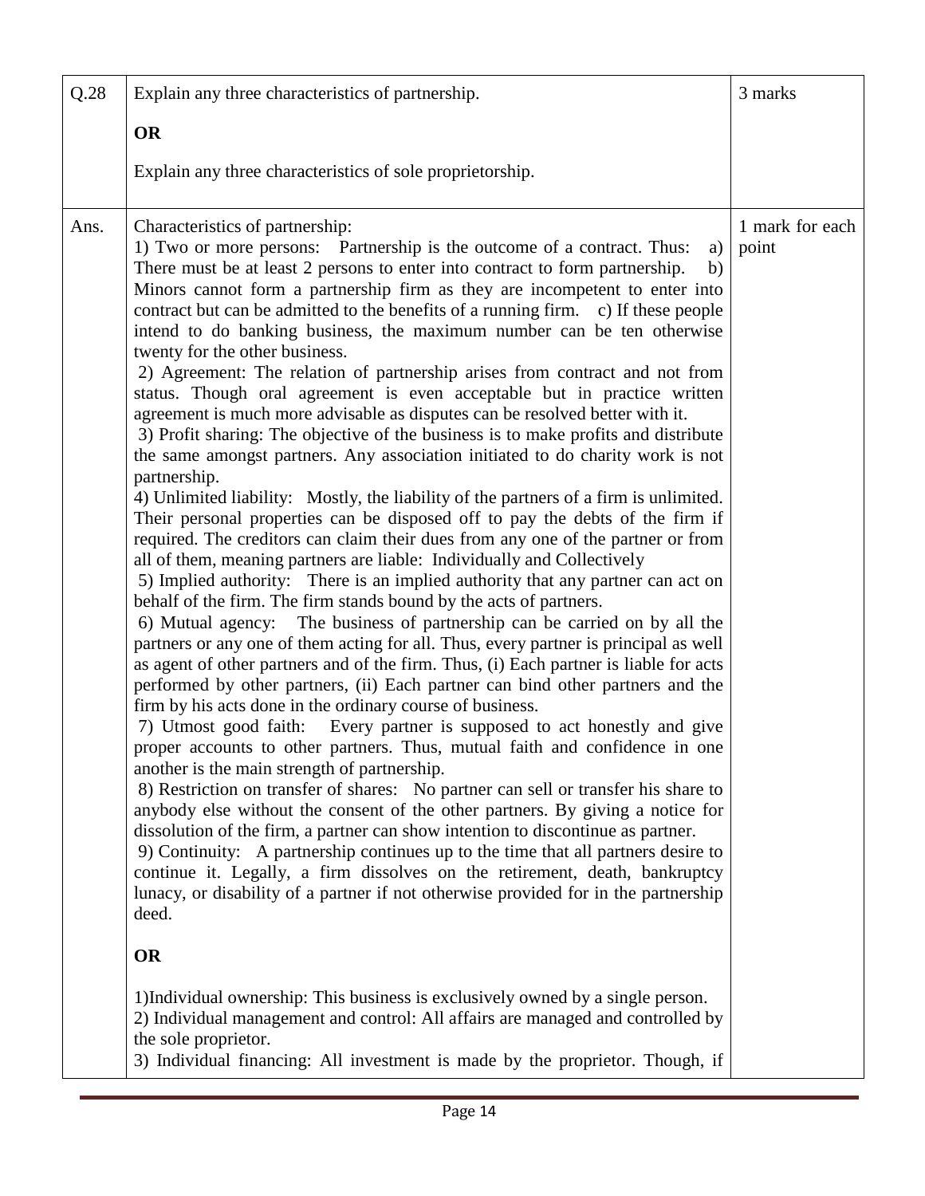| Q.28 | Explain any three characteristics of partnership.<br><br>**OR**<br><br>Explain any three characteristics of sole proprietorship. | 3 marks |
|---|---|---|
| Ans. | Characteristics of partnership:<br>1) Two or more persons: Partnership is the outcome of a contract. Thus: a) There must be at least 2 persons to enter into contract to form partnership. b) Minors cannot form a partnership firm as they are incompetent to enter into contract but can be admitted to the benefits of a running firm. c) If these people intend to do banking business, the maximum number can be ten otherwise twenty for the other business.<br>2) Agreement: The relation of partnership arises from contract and not from status. Though oral agreement is even acceptable but in practice written agreement is much more advisable as disputes can be resolved better with it.<br>3) Profit sharing: The objective of the business is to make profits and distribute the same amongst partners. Any association initiated to do charity work is not partnership.<br>4) Unlimited liability: Mostly, the liability of the partners of a firm is unlimited. Their personal properties can be disposed off to pay the debts of the firm if required. The creditors can claim their dues from any one of the partner or from all of them, meaning partners are liable: Individually and Collectively<br>5) Implied authority: There is an implied authority that any partner can act on behalf of the firm. The firm stands bound by the acts of partners.<br>6) Mutual agency: The business of partnership can be carried on by all the partners or any one of them acting for all. Thus, every partner is principal as well as agent of other partners and of the firm. Thus, (i) Each partner is liable for acts performed by other partners, (ii) Each partner can bind other partners and the firm by his acts done in the ordinary course of business.<br>7) Utmost good faith: Every partner is supposed to act honestly and give proper accounts to other partners. Thus, mutual faith and confidence in one another is the main strength of partnership.<br>8) Restriction on transfer of shares: No partner can sell or transfer his share to anybody else without the consent of the other partners. By giving a notice for dissolution of the firm, a partner can show intention to discontinue as partner.<br>9) Continuity: A partnership continues up to the time that all partners desire to continue it. Legally, a firm dissolves on the retirement, death, bankruptcy lunacy, or disability of a partner if not otherwise provided for in the partnership deed.<br><br>**OR**<br><br>1)Individual ownership: This business is exclusively owned by a single person.<br>2) Individual management and control: All affairs are managed and controlled by the sole proprietor.<br>3) Individual financing: All investment is made by the proprietor. Though, if | 1 mark for each point |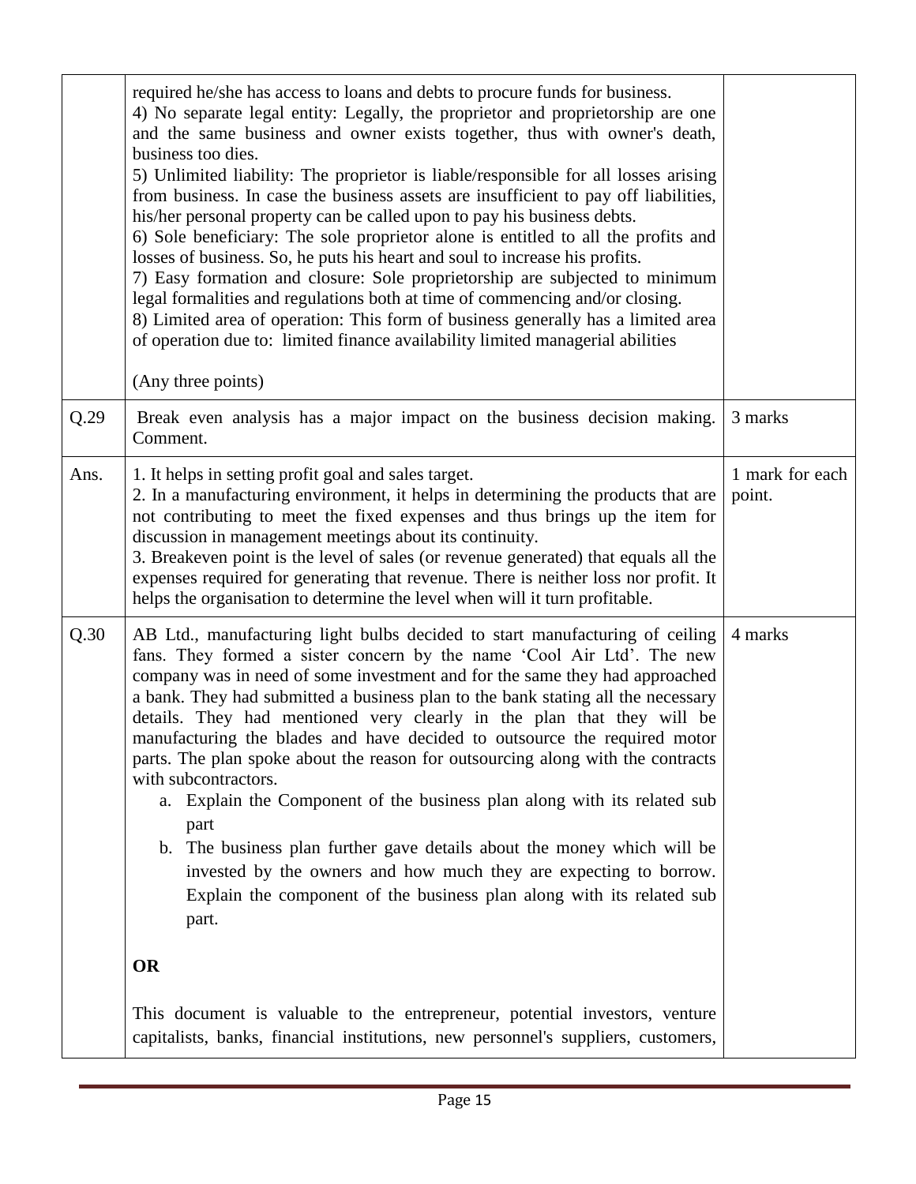| | | |
|---|---|---|
| | required he/she has access to loans and debts to procure funds for business.<br>4) No separate legal entity: Legally, the proprietor and proprietorship are one and the same business and owner exists together, thus with owner's death, business too dies.<br>5) Unlimited liability: The proprietor is liable/responsible for all losses arising from business. In case the business assets are insufficient to pay off liabilities, his/her personal property can be called upon to pay his business debts.<br>6) Sole beneficiary: The sole proprietor alone is entitled to all the profits and losses of business. So, he puts his heart and soul to increase his profits.<br>7) Easy formation and closure: Sole proprietorship are subjected to minimum legal formalities and regulations both at time of commencing and/or closing.<br>8) Limited area of operation: This form of business generally has a limited area of operation due to: limited finance availability limited managerial abilities<br><br>(Any three points) | |
| Q.29 | Break even analysis has a major impact on the business decision making. Comment. | 3 marks |
| Ans. | 1. It helps in setting profit goal and sales target.<br>2. In a manufacturing environment, it helps in determining the products that are not contributing to meet the fixed expenses and thus brings up the item for discussion in management meetings about its continuity.<br>3. Breakeven point is the level of sales (or revenue generated) that equals all the expenses required for generating that revenue. There is neither loss nor profit. It helps the organisation to determine the level when will it turn profitable. | 1 mark for each point. |
| Q.30 | AB Ltd., manufacturing light bulbs decided to start manufacturing of ceiling fans. They formed a sister concern by the name 'Cool Air Ltd'. The new company was in need of some investment and for the same they had approached a bank. They had submitted a business plan to the bank stating all the necessary details. They had mentioned very clearly in the plan that they will be manufacturing the blades and have decided to outsource the required motor parts. The plan spoke about the reason for outsourcing along with the contracts with subcontractors.<br>a. Explain the Component of the business plan along with its related sub part<br>b. The business plan further gave details about the money which will be invested by the owners and how much they are expecting to borrow. Explain the component of the business plan along with its related sub part.<br><br>**OR**<br><br>This document is valuable to the entrepreneur, potential investors, venture capitalists, banks, financial institutions, new personnel's suppliers, customers, | 4 marks |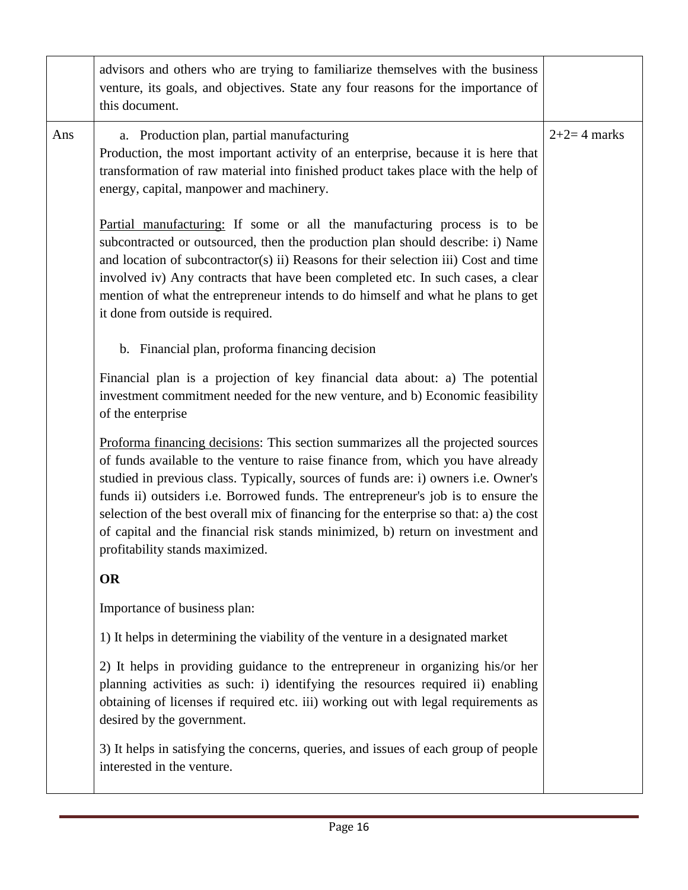| | | |
|---|---|---|
| | advisors and others who are trying to familiarize themselves with the business venture, its goals, and objectives. State any four reasons for the importance of this document. | |
| Ans | a. Production plan, partial manufacturing<br>Production, the most important activity of an enterprise, because it is here that transformation of raw material into finished product takes place with the help of energy, capital, manpower and machinery.<br><br><u>Partial manufacturing:</u> If some or all the manufacturing process is to be subcontracted or outsourced, then the production plan should describe: i) Name and location of subcontractor(s) ii) Reasons for their selection iii) Cost and time involved iv) Any contracts that have been completed etc. In such cases, a clear mention of what the entrepreneur intends to do himself and what he plans to get it done from outside is required.<br><br>b. Financial plan, proforma financing decision<br><br>Financial plan is a projection of key financial data about: a) The potential investment commitment needed for the new venture, and b) Economic feasibility of the enterprise<br><br><u>Proforma financing decisions</u>: This section summarizes all the projected sources of funds available to the venture to raise finance from, which you have already studied in previous class. Typically, sources of funds are: i) owners i.e. Owner's funds ii) outsiders i.e. Borrowed funds. The entrepreneur's job is to ensure the selection of the best overall mix of financing for the enterprise so that: a) the cost of capital and the financial risk stands minimized, b) return on investment and profitability stands maximized.<br><br>**OR**<br><br>Importance of business plan:<br><br>1) It helps in determining the viability of the venture in a designated market<br><br>2) It helps in providing guidance to the entrepreneur in organizing his/or her planning activities as such: i) identifying the resources required ii) enabling obtaining of licenses if required etc. iii) working out with legal requirements as desired by the government.<br><br>3) It helps in satisfying the concerns, queries, and issues of each group of people interested in the venture. | 2+2= 4 marks |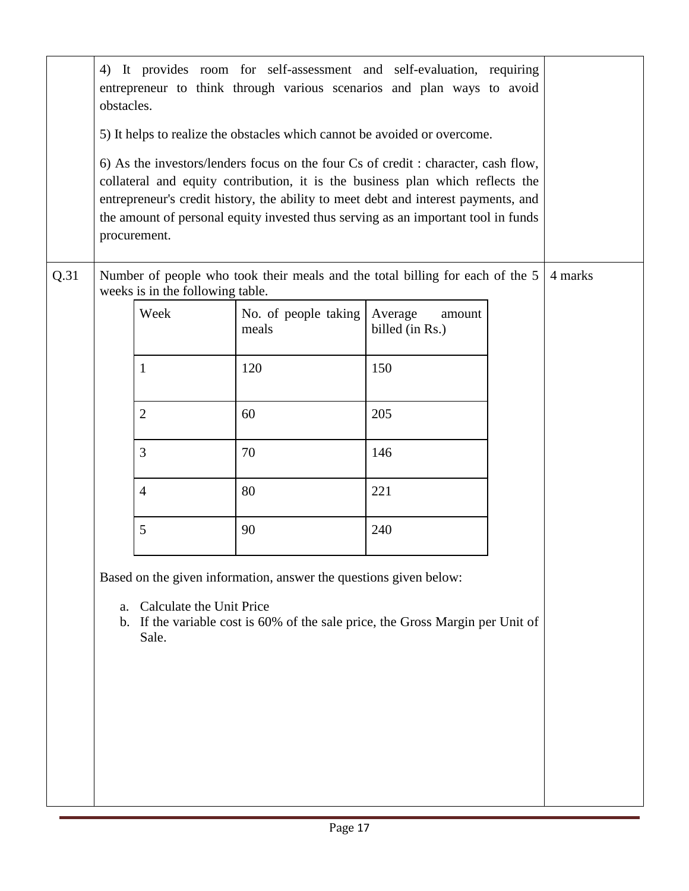4) It provides room for self-assessment and self-evaluation, requiring entrepreneur to think through various scenarios and plan ways to avoid obstacles.

5) It helps to realize the obstacles which cannot be avoided or overcome.

6) As the investors/lenders focus on the four Cs of credit : character, cash flow, collateral and equity contribution, it is the business plan which reflects the entrepreneur's credit history, the ability to meet debt and interest payments, and the amount of personal equity invested thus serving as an important tool in funds procurement.

**Q.31** (4 marks)

Number of people who took their meals and the total billing for each of the 5 weeks is in the following table.

| Week | No. of people taking meals | Average amount billed (in Rs.) |
|---|---|---|
| 1 | 120 | 150 |
| 2 | 60 | 205 |
| 3 | 70 | 146 |
| 4 | 80 | 221 |
| 5 | 90 | 240 |

Based on the given information, answer the questions given below:

a. Calculate the Unit Price
b. If the variable cost is 60% of the sale price, the Gross Margin per Unit of Sale.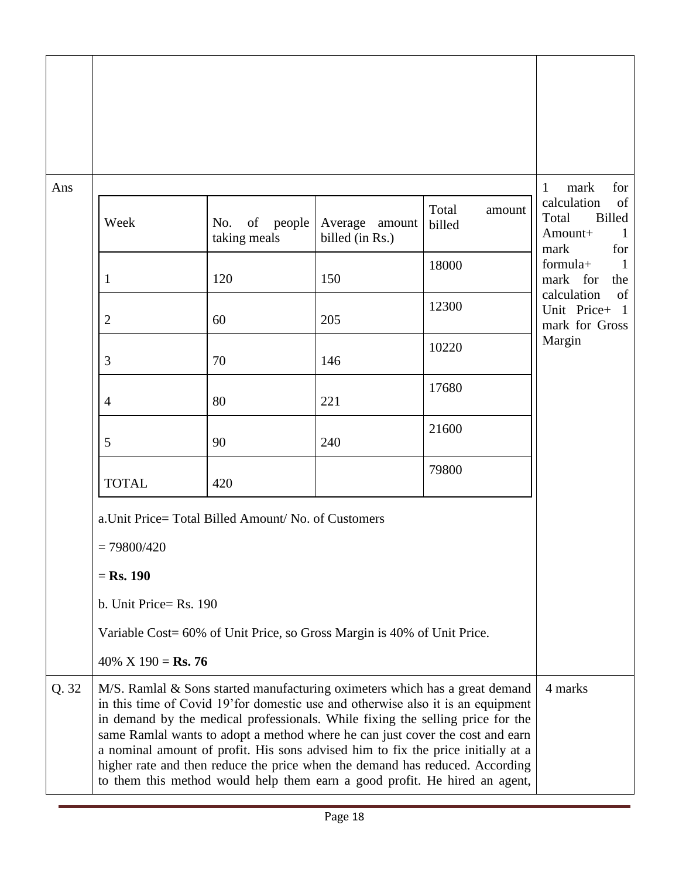**Ans**

| Week | No. of people taking meals | Average amount billed (in Rs.) | Total amount billed |
|---|---|---|---|
| 1 | 120 | 150 | 18000 |
| 2 | 60 | 205 | 12300 |
| 3 | 70 | 146 | 10220 |
| 4 | 80 | 221 | 17680 |
| 5 | 90 | 240 | 21600 |
| TOTAL | 420 | | 79800 |

a.Unit Price= Total Billed Amount/ No. of Customers

= 79800/420

= **Rs. 190**

b. Unit Price= Rs. 190

Variable Cost= 60% of Unit Price, so Gross Margin is 40% of Unit Price.

40% X 190 = **Rs. 76**

1 mark for calculation of Total Billed Amount+ 1 mark for formula+ 1 mark for the calculation of Unit Price+ 1 mark for Gross Margin

**Q. 32** M/S. Ramlal & Sons started manufacturing oximeters which has a great demand in this time of Covid 19'for domestic use and otherwise also it is an equipment in demand by the medical professionals. While fixing the selling price for the same Ramlal wants to adopt a method where he can just cover the cost and earn a nominal amount of profit. His sons advised him to fix the price initially at a higher rate and then reduce the price when the demand has reduced. According to them this method would help them earn a good profit. He hired an agent,

4 marks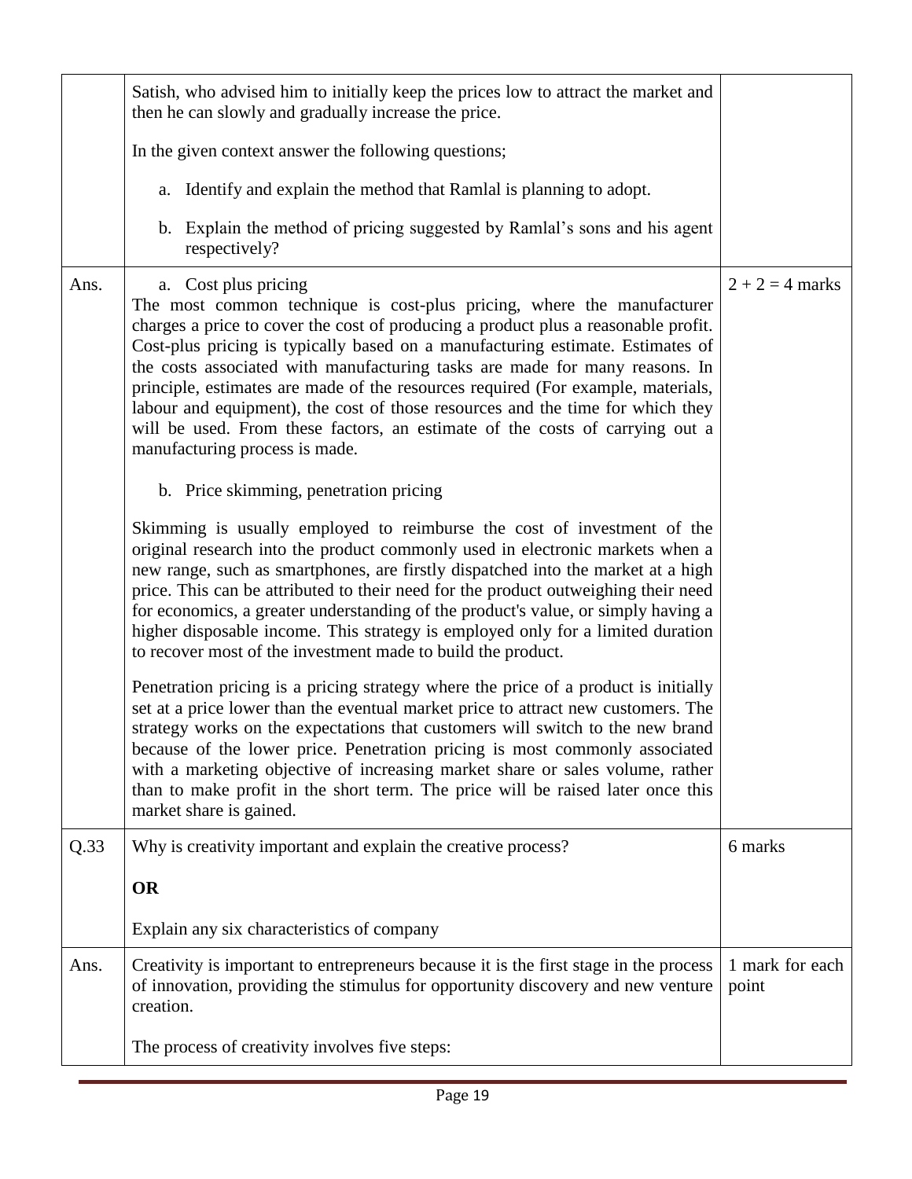| | | |
|---|---|---|
| | Satish, who advised him to initially keep the prices low to attract the market and then he can slowly and gradually increase the price.<br><br>In the given context answer the following questions;<br><br>a. Identify and explain the method that Ramlal is planning to adopt.<br><br>b. Explain the method of pricing suggested by Ramlal's sons and his agent respectively? | |
| Ans. | a. Cost plus pricing<br>The most common technique is cost-plus pricing, where the manufacturer charges a price to cover the cost of producing a product plus a reasonable profit. Cost-plus pricing is typically based on a manufacturing estimate. Estimates of the costs associated with manufacturing tasks are made for many reasons. In principle, estimates are made of the resources required (For example, materials, labour and equipment), the cost of those resources and the time for which they will be used. From these factors, an estimate of the costs of carrying out a manufacturing process is made.<br><br>b. Price skimming, penetration pricing<br><br>Skimming is usually employed to reimburse the cost of investment of the original research into the product commonly used in electronic markets when a new range, such as smartphones, are firstly dispatched into the market at a high price. This can be attributed to their need for the product outweighing their need for economics, a greater understanding of the product's value, or simply having a higher disposable income. This strategy is employed only for a limited duration to recover most of the investment made to build the product.<br><br>Penetration pricing is a pricing strategy where the price of a product is initially set at a price lower than the eventual market price to attract new customers. The strategy works on the expectations that customers will switch to the new brand because of the lower price. Penetration pricing is most commonly associated with a marketing objective of increasing market share or sales volume, rather than to make profit in the short term. The price will be raised later once this market share is gained. | 2 + 2 = 4 marks |
| Q.33 | Why is creativity important and explain the creative process?<br><br>**OR**<br><br>Explain any six characteristics of company | 6 marks |
| Ans. | Creativity is important to entrepreneurs because it is the first stage in the process of innovation, providing the stimulus for opportunity discovery and new venture creation.<br><br>The process of creativity involves five steps: | 1 mark for each point |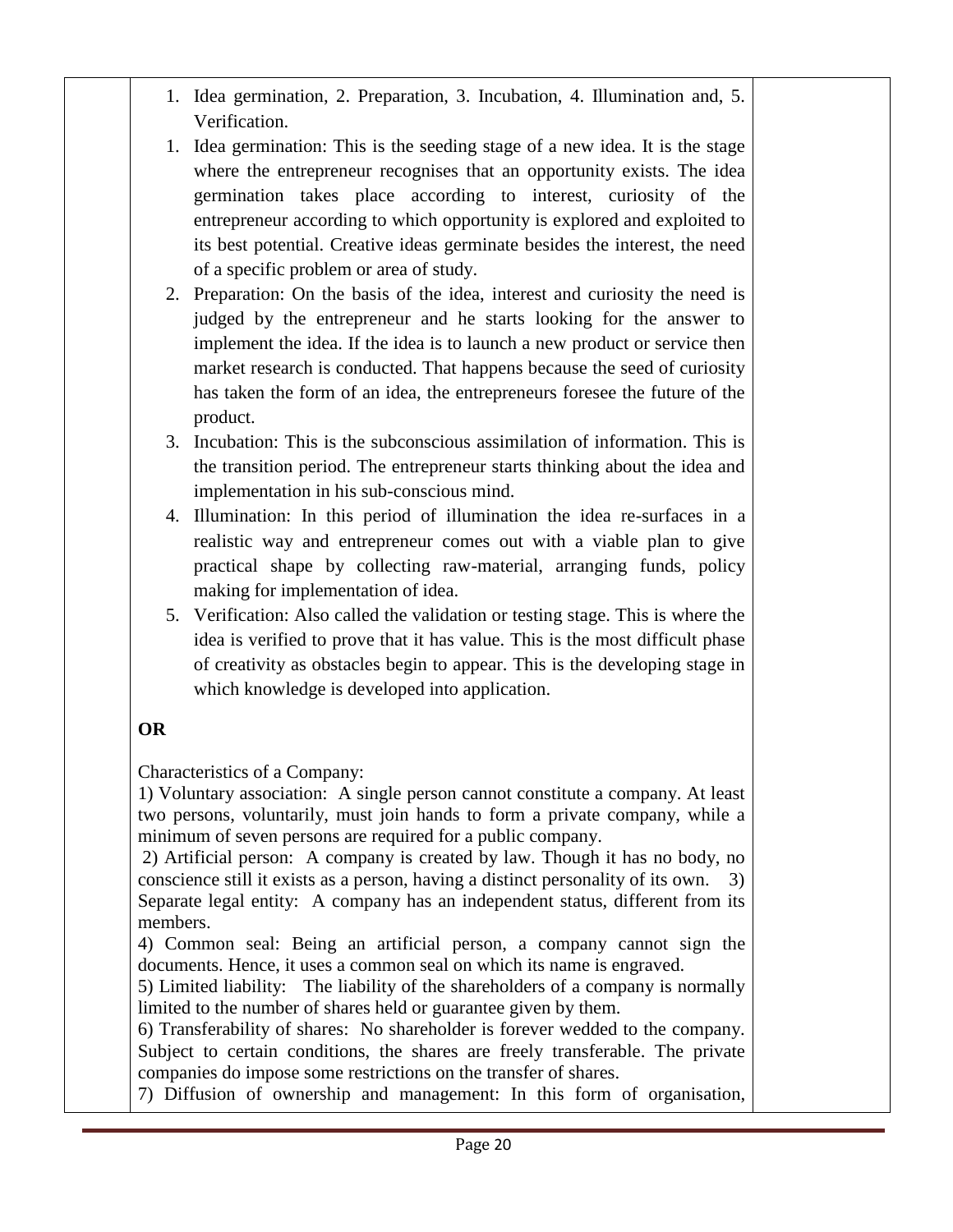1. Idea germination, 2. Preparation, 3. Incubation, 4. Illumination and, 5. Verification.

1. Idea germination: This is the seeding stage of a new idea. It is the stage where the entrepreneur recognises that an opportunity exists. The idea germination takes place according to interest, curiosity of the entrepreneur according to which opportunity is explored and exploited to its best potential. Creative ideas germinate besides the interest, the need of a specific problem or area of study.
2. Preparation: On the basis of the idea, interest and curiosity the need is judged by the entrepreneur and he starts looking for the answer to implement the idea. If the idea is to launch a new product or service then market research is conducted. That happens because the seed of curiosity has taken the form of an idea, the entrepreneurs foresee the future of the product.
3. Incubation: This is the subconscious assimilation of information. This is the transition period. The entrepreneur starts thinking about the idea and implementation in his sub-conscious mind.
4. Illumination: In this period of illumination the idea re-surfaces in a realistic way and entrepreneur comes out with a viable plan to give practical shape by collecting raw-material, arranging funds, policy making for implementation of idea.
5. Verification: Also called the validation or testing stage. This is where the idea is verified to prove that it has value. This is the most difficult phase of creativity as obstacles begin to appear. This is the developing stage in which knowledge is developed into application.

**OR**

Characteristics of a Company:

1) Voluntary association: A single person cannot constitute a company. At least two persons, voluntarily, must join hands to form a private company, while a minimum of seven persons are required for a public company.

2) Artificial person: A company is created by law. Though it has no body, no conscience still it exists as a person, having a distinct personality of its own.

3) Separate legal entity: A company has an independent status, different from its members.

4) Common seal: Being an artificial person, a company cannot sign the documents. Hence, it uses a common seal on which its name is engraved.

5) Limited liability: The liability of the shareholders of a company is normally limited to the number of shares held or guarantee given by them.

6) Transferability of shares: No shareholder is forever wedded to the company. Subject to certain conditions, the shares are freely transferable. The private companies do impose some restrictions on the transfer of shares.

7) Diffusion of ownership and management: In this form of organisation,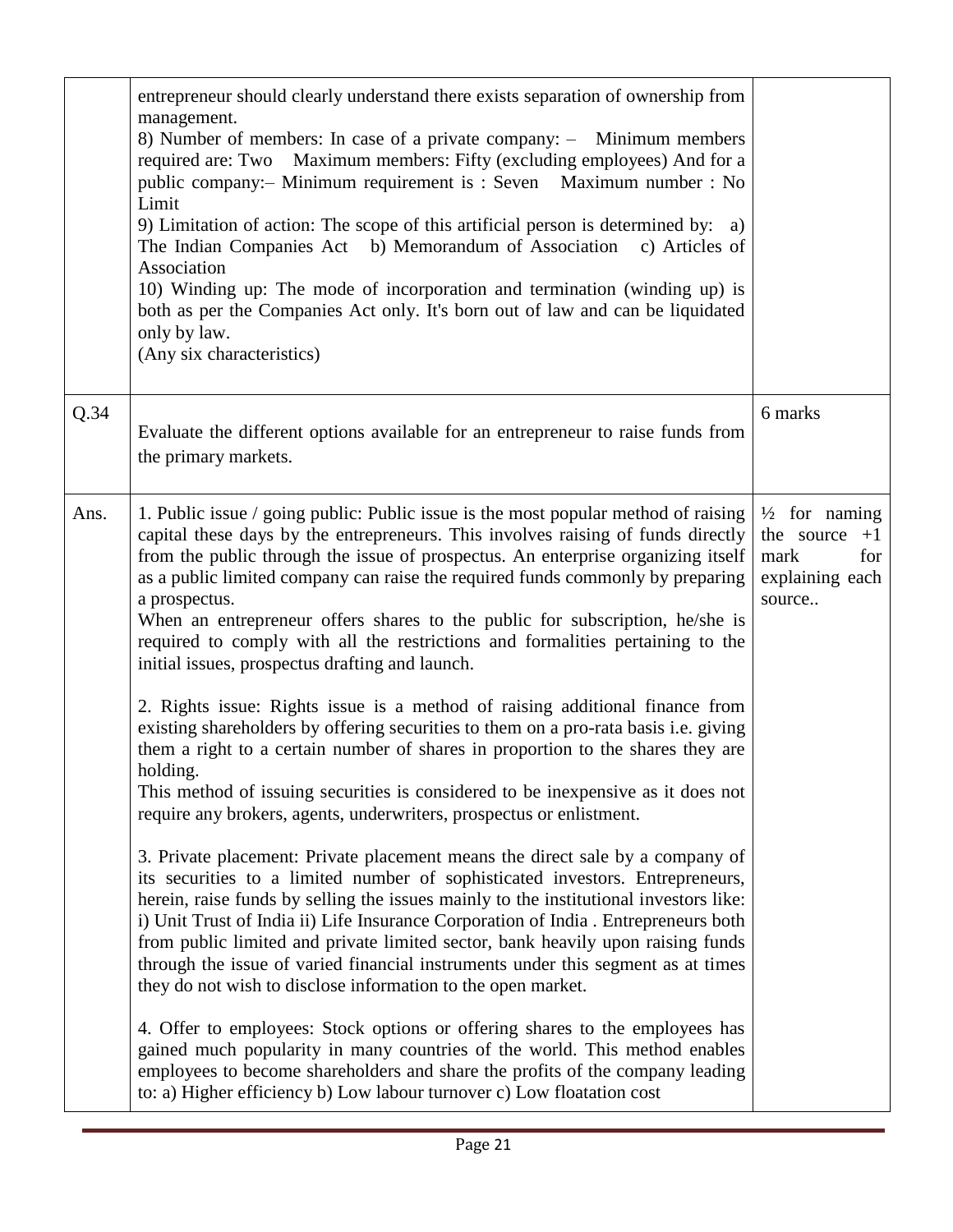| | | |
|---|---|---|
| | entrepreneur should clearly understand there exists separation of ownership from management.<br>8) Number of members: In case of a private company: – Minimum members required are: Two Maximum members: Fifty (excluding employees) And for a public company:– Minimum requirement is : Seven Maximum number : No Limit<br>9) Limitation of action: The scope of this artificial person is determined by: a) The Indian Companies Act b) Memorandum of Association c) Articles of Association<br>10) Winding up: The mode of incorporation and termination (winding up) is both as per the Companies Act only. It's born out of law and can be liquidated only by law.<br>(Any six characteristics) | |
| Q.34 | Evaluate the different options available for an entrepreneur to raise funds from the primary markets. | 6 marks |
| Ans. | 1. Public issue / going public: Public issue is the most popular method of raising capital these days by the entrepreneurs. This involves raising of funds directly from the public through the issue of prospectus. An enterprise organizing itself as a public limited company can raise the required funds commonly by preparing a prospectus.<br>When an entrepreneur offers shares to the public for subscription, he/she is required to comply with all the restrictions and formalities pertaining to the initial issues, prospectus drafting and launch.<br><br>2. Rights issue: Rights issue is a method of raising additional finance from existing shareholders by offering securities to them on a pro-rata basis i.e. giving them a right to a certain number of shares in proportion to the shares they are holding.<br>This method of issuing securities is considered to be inexpensive as it does not require any brokers, agents, underwriters, prospectus or enlistment.<br><br>3. Private placement: Private placement means the direct sale by a company of its securities to a limited number of sophisticated investors. Entrepreneurs, herein, raise funds by selling the issues mainly to the institutional investors like: i) Unit Trust of India ii) Life Insurance Corporation of India . Entrepreneurs both from public limited and private limited sector, bank heavily upon raising funds through the issue of varied financial instruments under this segment as at times they do not wish to disclose information to the open market.<br><br>4. Offer to employees: Stock options or offering shares to the employees has gained much popularity in many countries of the world. This method enables employees to become shareholders and share the profits of the company leading to: a) Higher efficiency b) Low labour turnover c) Low floatation cost | ½ for naming the source +1 mark for explaining each source.. |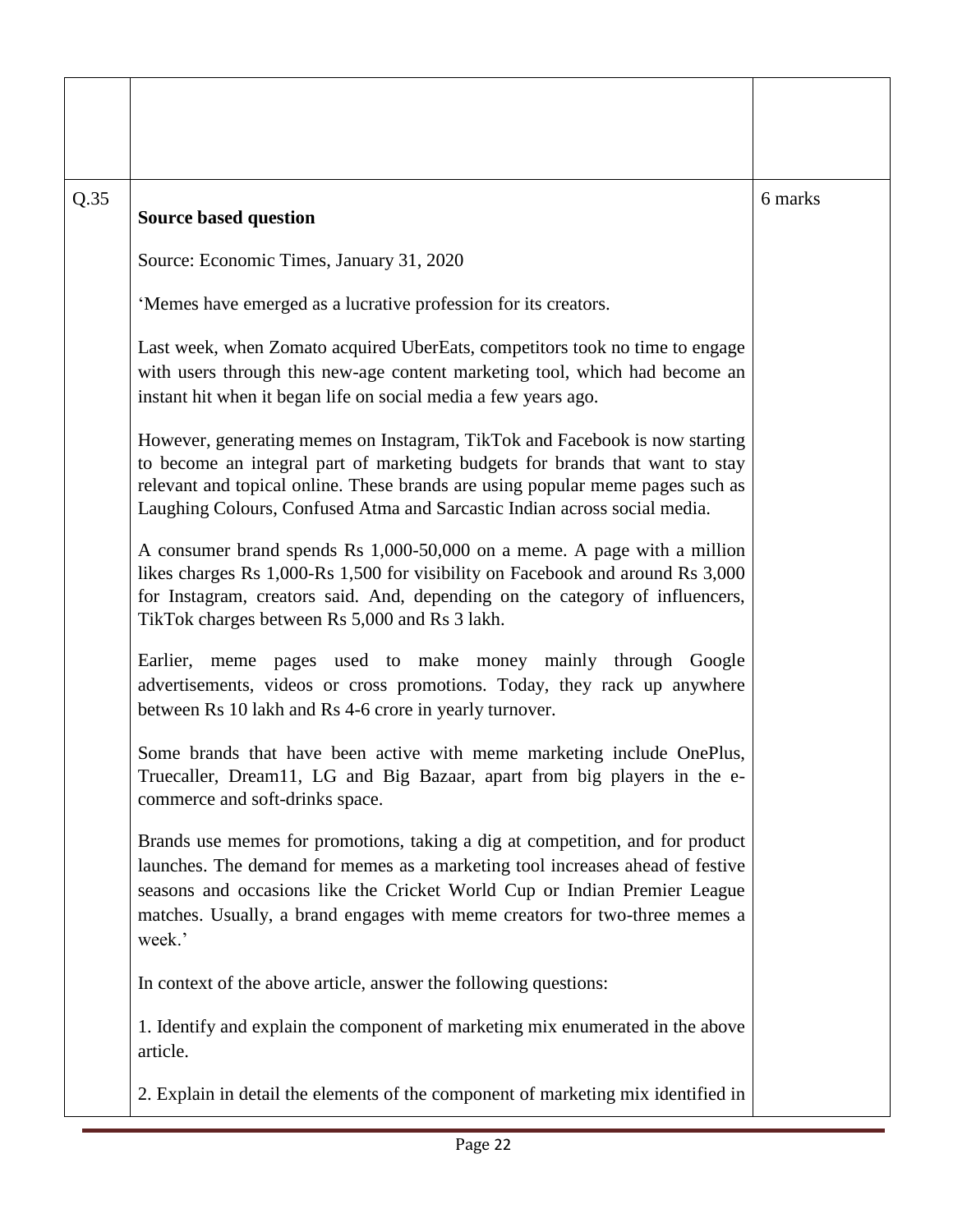| | | |
|---|---|---|
| | | |
| Q.35 | **Source based question**<br><br>Source: Economic Times, January 31, 2020<br><br>'Memes have emerged as a lucrative profession for its creators.<br><br>Last week, when Zomato acquired UberEats, competitors took no time to engage with users through this new-age content marketing tool, which had become an instant hit when it began life on social media a few years ago.<br><br>However, generating memes on Instagram, TikTok and Facebook is now starting to become an integral part of marketing budgets for brands that want to stay relevant and topical online. These brands are using popular meme pages such as Laughing Colours, Confused Atma and Sarcastic Indian across social media.<br><br>A consumer brand spends Rs 1,000-50,000 on a meme. A page with a million likes charges Rs 1,000-Rs 1,500 for visibility on Facebook and around Rs 3,000 for Instagram, creators said. And, depending on the category of influencers, TikTok charges between Rs 5,000 and Rs 3 lakh.<br><br>Earlier, meme pages used to make money mainly through Google advertisements, videos or cross promotions. Today, they rack up anywhere between Rs 10 lakh and Rs 4-6 crore in yearly turnover.<br><br>Some brands that have been active with meme marketing include OnePlus, Truecaller, Dream11, LG and Big Bazaar, apart from big players in the e-commerce and soft-drinks space.<br><br>Brands use memes for promotions, taking a dig at competition, and for product launches. The demand for memes as a marketing tool increases ahead of festive seasons and occasions like the Cricket World Cup or Indian Premier League matches. Usually, a brand engages with meme creators for two-three memes a week.'<br><br>In context of the above article, answer the following questions:<br><br>1. Identify and explain the component of marketing mix enumerated in the above article.<br><br>2. Explain in detail the elements of the component of marketing mix identified in | 6 marks |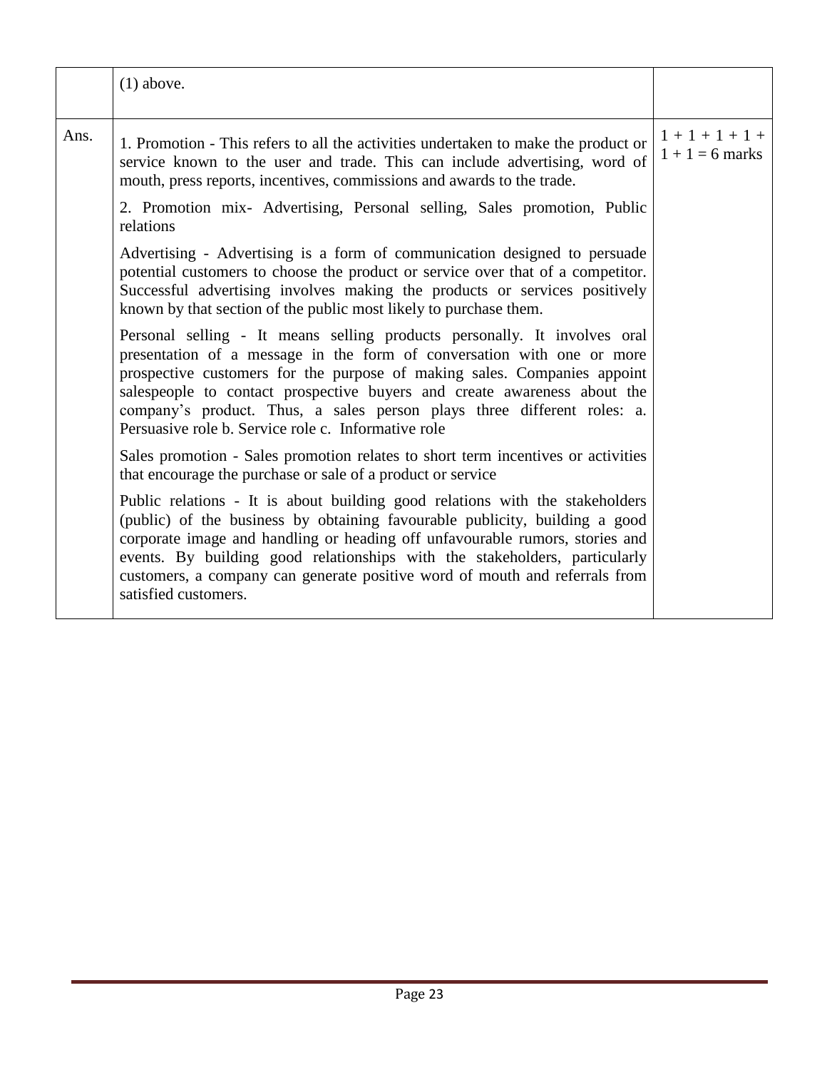| | | |
|---|---|---|
| | (1) above. | |
| Ans. | 1. Promotion - This refers to all the activities undertaken to make the product or service known to the user and trade. This can include advertising, word of mouth, press reports, incentives, commissions and awards to the trade.<br><br>2. Promotion mix- Advertising, Personal selling, Sales promotion, Public relations<br><br>Advertising - Advertising is a form of communication designed to persuade potential customers to choose the product or service over that of a competitor. Successful advertising involves making the products or services positively known by that section of the public most likely to purchase them.<br><br>Personal selling - It means selling products personally. It involves oral presentation of a message in the form of conversation with one or more prospective customers for the purpose of making sales. Companies appoint salespeople to contact prospective buyers and create awareness about the company's product. Thus, a sales person plays three different roles: a. Persuasive role b. Service role c. Informative role<br><br>Sales promotion - Sales promotion relates to short term incentives or activities that encourage the purchase or sale of a product or service<br><br>Public relations - It is about building good relations with the stakeholders (public) of the business by obtaining favourable publicity, building a good corporate image and handling or heading off unfavourable rumors, stories and events. By building good relationships with the stakeholders, particularly customers, a company can generate positive word of mouth and referrals from satisfied customers. | 1 + 1 + 1 + 1 + 1 + 1 = 6 marks |